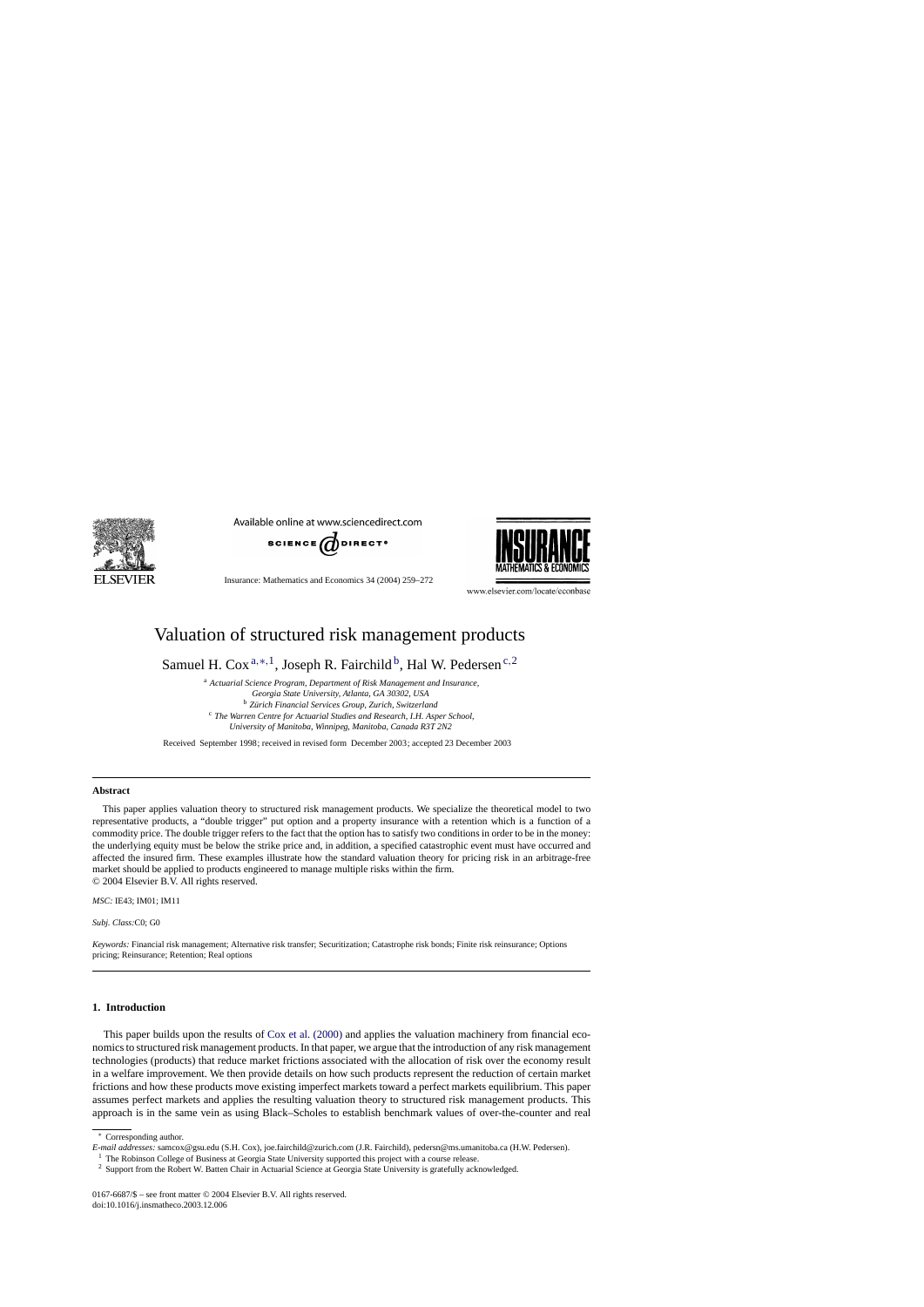# Valuation of structured risk management products

Samuel H. Cox [a,*,1], Joseph R. Fairchild [b], Hal W. Pedersen [c,2]

[a] *Actuarial Science Program, Department of Risk Management and Insurance, Georgia State University, Atlanta, GA 30302, USA*

[b] *Zürich Financial Services Group, Zurich, Switzerland*

[c] *The Warren Centre for Actuarial Studies and Research, I.H. Asper School, University of Manitoba, Winnipeg, Manitoba, Canada R3T 2N2*

Received September 1998; received in revised form December 2003; accepted 23 December 2003

## Abstract

This paper applies valuation theory to structured risk management products. We specialize the theoretical model to two representative products, a "double trigger" put option and a property insurance with a retention which is a function of a commodity price. The double trigger refers to the fact that the option has to satisfy two conditions in order to be in the money: the underlying equity must be below the strike price and, in addition, a specified catastrophic event must have occurred and affected the insured firm. These examples illustrate how the standard valuation theory for pricing risk in an arbitrage-free market should be applied to products engineered to manage multiple risks within the firm.

© 2004 Elsevier B.V. All rights reserved.

*MSC:* IE43; IM01; IM11

*Subj. Class:*C0; G0

*Keywords:* Financial risk management; Alternative risk transfer; Securitization; Catastrophe risk bonds; Finite risk reinsurance; Options pricing; Reinsurance; Retention; Real options

## 1. Introduction

This paper builds upon the results of Cox et al. (2000) and applies the valuation machinery from financial economics to structured risk management products. In that paper, we argue that the introduction of any risk management technologies (products) that reduce market frictions associated with the allocation of risk over the economy result in a welfare improvement. We then provide details on how such products represent the reduction of certain market frictions and how these products move existing imperfect markets toward a perfect markets equilibrium. This paper assumes perfect markets and applies the resulting valuation theory to structured risk management products. This approach is in the same vein as using Black–Scholes to establish benchmark values of over-the-counter and real

---

* Corresponding author.

*E-mail addresses:* samcox@gsu.edu (S.H. Cox), joe.fairchild@zurich.com (J.R. Fairchild), pedersn@ms.umanitoba.ca (H.W. Pedersen).

[1] The Robinson College of Business at Georgia State University supported this project with a course release.

[2] Support from the Robert W. Batten Chair in Actuarial Science at Georgia State University is gratefully acknowledged.

0167-6687/$ – see front matter © 2004 Elsevier B.V. All rights reserved.
doi:10.1016/j.insmatheco.2003.12.006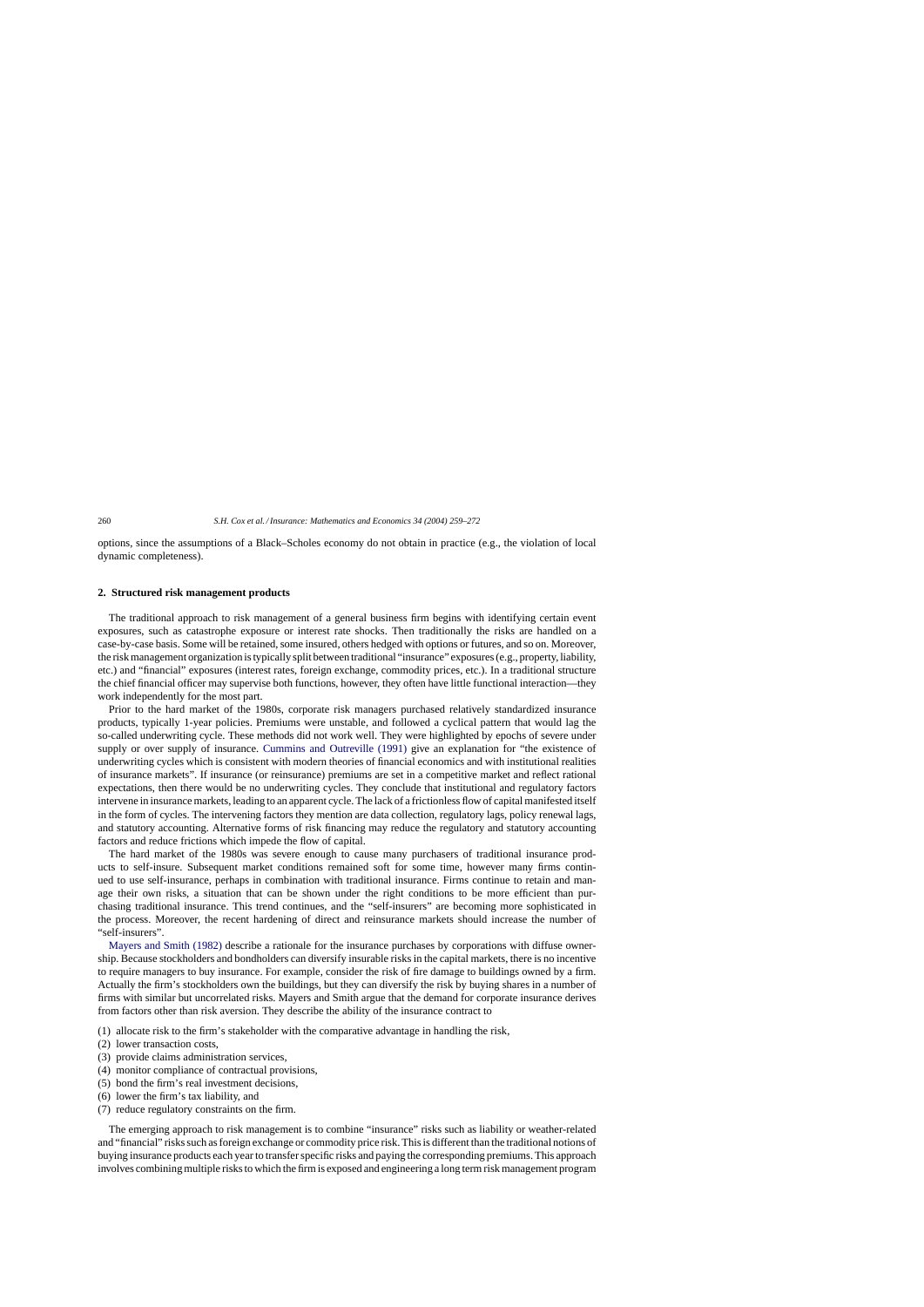options, since the assumptions of a Black–Scholes economy do not obtain in practice (e.g., the violation of local dynamic completeness).

## 2. Structured risk management products

The traditional approach to risk management of a general business firm begins with identifying certain event exposures, such as catastrophe exposure or interest rate shocks. Then traditionally the risks are handled on a case-by-case basis. Some will be retained, some insured, others hedged with options or futures, and so on. Moreover, the risk management organization is typically split between traditional "insurance" exposures (e.g., property, liability, etc.) and "financial" exposures (interest rates, foreign exchange, commodity prices, etc.). In a traditional structure the chief financial officer may supervise both functions, however, they often have little functional interaction—they work independently for the most part.

Prior to the hard market of the 1980s, corporate risk managers purchased relatively standardized insurance products, typically 1-year policies. Premiums were unstable, and followed a cyclical pattern that would lag the so-called underwriting cycle. These methods did not work well. They were highlighted by epochs of severe under supply or over supply of insurance. Cummins and Outreville (1991) give an explanation for "the existence of underwriting cycles which is consistent with modern theories of financial economics and with institutional realities of insurance markets". If insurance (or reinsurance) premiums are set in a competitive market and reflect rational expectations, then there would be no underwriting cycles. They conclude that institutional and regulatory factors intervene in insurance markets, leading to an apparent cycle. The lack of a frictionless flow of capital manifested itself in the form of cycles. The intervening factors they mention are data collection, regulatory lags, policy renewal lags, and statutory accounting. Alternative forms of risk financing may reduce the regulatory and statutory accounting factors and reduce frictions which impede the flow of capital.

The hard market of the 1980s was severe enough to cause many purchasers of traditional insurance products to self-insure. Subsequent market conditions remained soft for some time, however many firms continued to use self-insurance, perhaps in combination with traditional insurance. Firms continue to retain and manage their own risks, a situation that can be shown under the right conditions to be more efficient than purchasing traditional insurance. This trend continues, and the "self-insurers" are becoming more sophisticated in the process. Moreover, the recent hardening of direct and reinsurance markets should increase the number of "self-insurers".

Mayers and Smith (1982) describe a rationale for the insurance purchases by corporations with diffuse ownership. Because stockholders and bondholders can diversify insurable risks in the capital markets, there is no incentive to require managers to buy insurance. For example, consider the risk of fire damage to buildings owned by a firm. Actually the firm's stockholders own the buildings, but they can diversify the risk by buying shares in a number of firms with similar but uncorrelated risks. Mayers and Smith argue that the demand for corporate insurance derives from factors other than risk aversion. They describe the ability of the insurance contract to

(1) allocate risk to the firm's stakeholder with the comparative advantage in handling the risk,
(2) lower transaction costs,
(3) provide claims administration services,
(4) monitor compliance of contractual provisions,
(5) bond the firm's real investment decisions,
(6) lower the firm's tax liability, and
(7) reduce regulatory constraints on the firm.

The emerging approach to risk management is to combine "insurance" risks such as liability or weather-related and "financial" risks such as foreign exchange or commodity price risk. This is different than the traditional notions of buying insurance products each year to transfer specific risks and paying the corresponding premiums. This approach involves combining multiple risks to which the firm is exposed and engineering a long term risk management program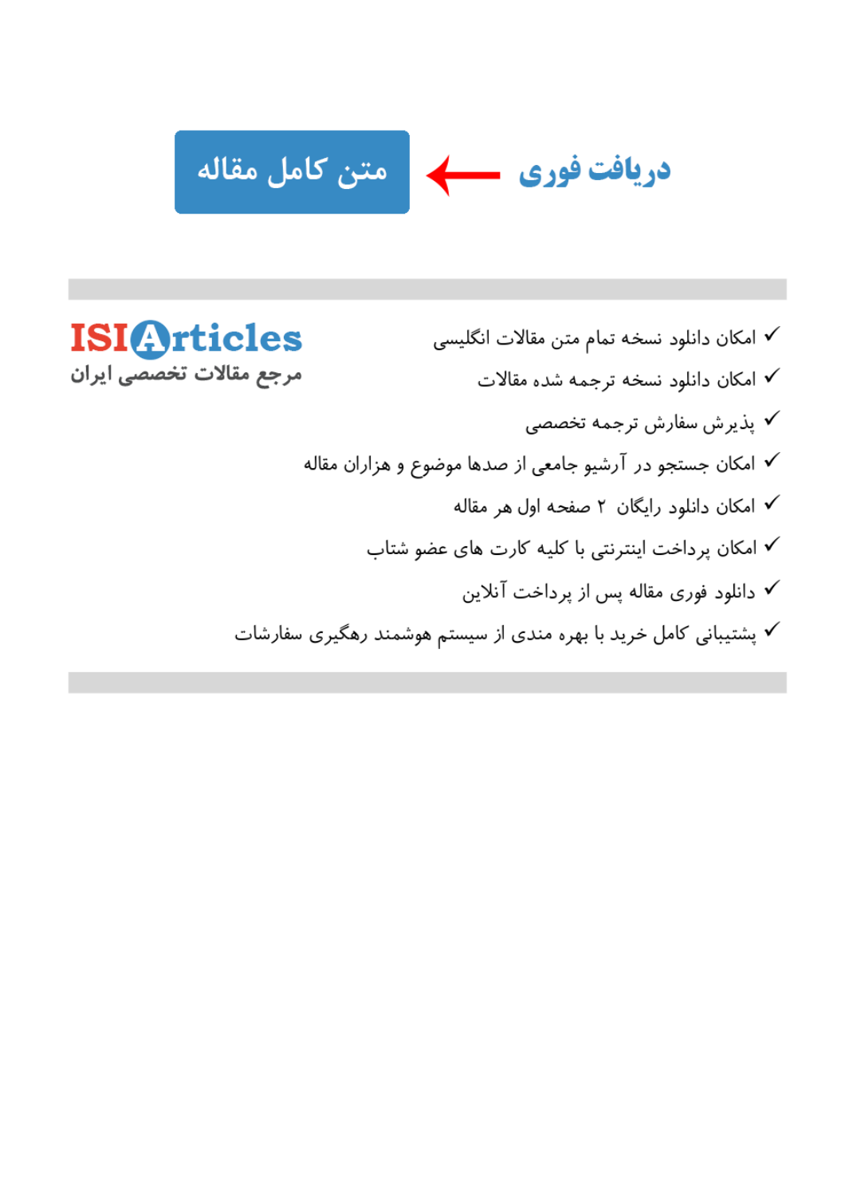دریافت فوری ← متن کامل مقاله

**ISIArticles**
مرجع مقالات تخصصی ایران

- ✓ امکان دانلود نسخه تمام متن مقالات انگلیسی
- ✓ امکان دانلود نسخه ترجمه شده مقالات
- ✓ پذیرش سفارش ترجمه تخصصی
- ✓ امکان جستجو در آرشیو جامعی از صدها موضوع و هزاران مقاله
- ✓ امکان دانلود رایگان ۲ صفحه اول هر مقاله
- ✓ امکان پرداخت اینترنتی با کلیه کارت های عضو شتاب
- ✓ دانلود فوری مقاله پس از پرداخت آنلاین
- ✓ پشتیبانی کامل خرید با بهره مندی از سیستم هوشمند رهگیری سفارشات